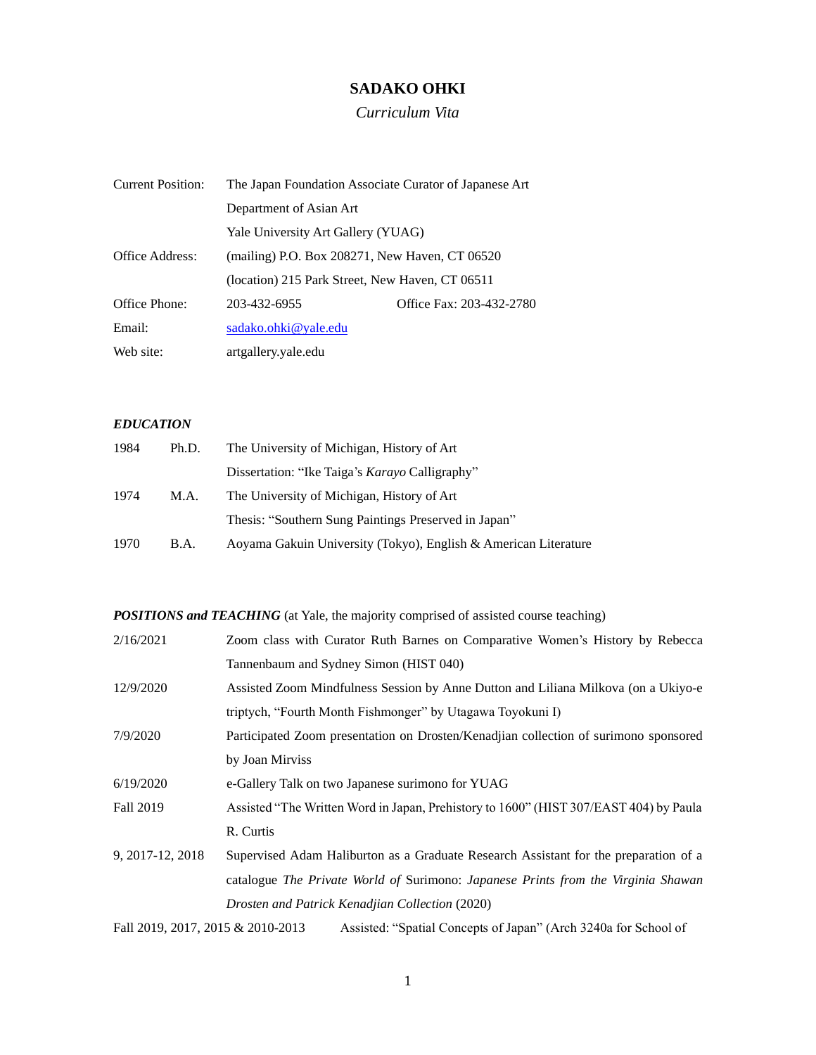# SADAKO OHKI

*Curriculum Vita*

| | | |
|---|---|---|
| Current Position: | The Japan Foundation Associate Curator of Japanese Art | |
| | Department of Asian Art | |
| | Yale University Art Gallery (YUAG) | |
| Office Address: | (mailing) P.O. Box 208271, New Haven, CT 06520 | |
| | (location) 215 Park Street, New Haven, CT 06511 | |
| Office Phone: | 203-432-6955 | Office Fax: 203-432-2780 |
| Email: | sadako.ohki@yale.edu | |
| Web site: | artgallery.yale.edu | |

***EDUCATION***

| | | |
|---|---|---|
| 1984 | Ph.D. | The University of Michigan, History of Art |
| | | Dissertation: "Ike Taiga's *Karayo* Calligraphy" |
| 1974 | M.A. | The University of Michigan, History of Art |
| | | Thesis: "Southern Sung Paintings Preserved in Japan" |
| 1970 | B.A. | Aoyama Gakuin University (Tokyo), English & American Literature |

***POSITIONS and TEACHING*** (at Yale, the majority comprised of assisted course teaching)

| | |
|---|---|
| 2/16/2021 | Zoom class with Curator Ruth Barnes on Comparative Women's History by Rebecca Tannenbaum and Sydney Simon (HIST 040) |
| 12/9/2020 | Assisted Zoom Mindfulness Session by Anne Dutton and Liliana Milkova (on a Ukiyo-e triptych, "Fourth Month Fishmonger" by Utagawa Toyokuni I) |
| 7/9/2020 | Participated Zoom presentation on Drosten/Kenadjian collection of surimono sponsored by Joan Mirviss |
| 6/19/2020 | e-Gallery Talk on two Japanese surimono for YUAG |
| Fall 2019 | Assisted "The Written Word in Japan, Prehistory to 1600" (HIST 307/EAST 404) by Paula R. Curtis |
| 9, 2017-12, 2018 | Supervised Adam Haliburton as a Graduate Research Assistant for the preparation of a catalogue *The Private World of* Surimono: *Japanese Prints from the Virginia Shawan Drosten and Patrick Kenadjian Collection* (2020) |
| Fall 2019, 2017, 2015 & 2010-2013 | Assisted: "Spatial Concepts of Japan" (Arch 3240a for School of |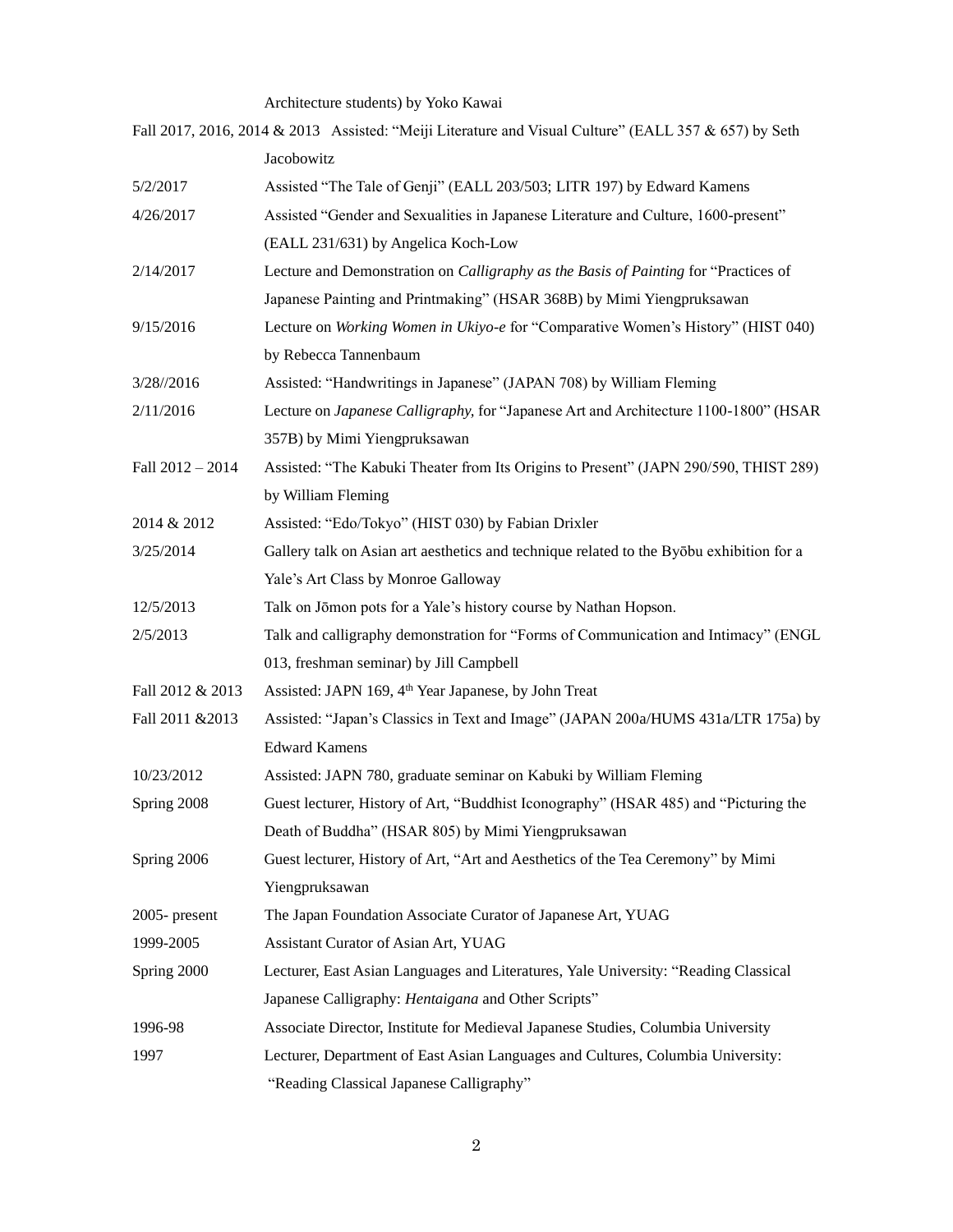Architecture students) by Yoko Kawai

Fall 2017, 2016, 2014 & 2013 Assisted: "Meiji Literature and Visual Culture" (EALL 357 & 657) by Seth Jacobowitz

5/2/2017 Assisted "The Tale of Genji" (EALL 203/503; LITR 197) by Edward Kamens

4/26/2017 Assisted "Gender and Sexualities in Japanese Literature and Culture, 1600-present" (EALL 231/631) by Angelica Koch-Low

2/14/2017 Lecture and Demonstration on *Calligraphy as the Basis of Painting* for "Practices of Japanese Painting and Printmaking" (HSAR 368B) by Mimi Yiengpruksawan

9/15/2016 Lecture on *Working Women in Ukiyo-e* for "Comparative Women's History" (HIST 040) by Rebecca Tannenbaum

3/28//2016 Assisted: "Handwritings in Japanese" (JAPAN 708) by William Fleming

2/11/2016 Lecture on *Japanese Calligraphy,* for "Japanese Art and Architecture 1100-1800" (HSAR 357B) by Mimi Yiengpruksawan

Fall 2012 – 2014 Assisted: "The Kabuki Theater from Its Origins to Present" (JAPN 290/590, THIST 289) by William Fleming

2014 & 2012 Assisted: "Edo/Tokyo" (HIST 030) by Fabian Drixler

3/25/2014 Gallery talk on Asian art aesthetics and technique related to the Byōbu exhibition for a Yale's Art Class by Monroe Galloway

12/5/2013 Talk on Jōmon pots for a Yale's history course by Nathan Hopson.

2/5/2013 Talk and calligraphy demonstration for "Forms of Communication and Intimacy" (ENGL 013, freshman seminar) by Jill Campbell

Fall 2012 & 2013 Assisted: JAPN 169, 4th Year Japanese, by John Treat

Fall 2011 &2013 Assisted: "Japan's Classics in Text and Image" (JAPAN 200a/HUMS 431a/LTR 175a) by Edward Kamens

10/23/2012 Assisted: JAPN 780, graduate seminar on Kabuki by William Fleming

Spring 2008 Guest lecturer, History of Art, "Buddhist Iconography" (HSAR 485) and "Picturing the Death of Buddha" (HSAR 805) by Mimi Yiengpruksawan

Spring 2006 Guest lecturer, History of Art, "Art and Aesthetics of the Tea Ceremony" by Mimi Yiengpruksawan

2005- present The Japan Foundation Associate Curator of Japanese Art, YUAG

1999-2005 Assistant Curator of Asian Art, YUAG

Spring 2000 Lecturer, East Asian Languages and Literatures, Yale University: "Reading Classical Japanese Calligraphy: *Hentaigana* and Other Scripts"

1996-98 Associate Director, Institute for Medieval Japanese Studies, Columbia University

1997 Lecturer, Department of East Asian Languages and Cultures, Columbia University: "Reading Classical Japanese Calligraphy"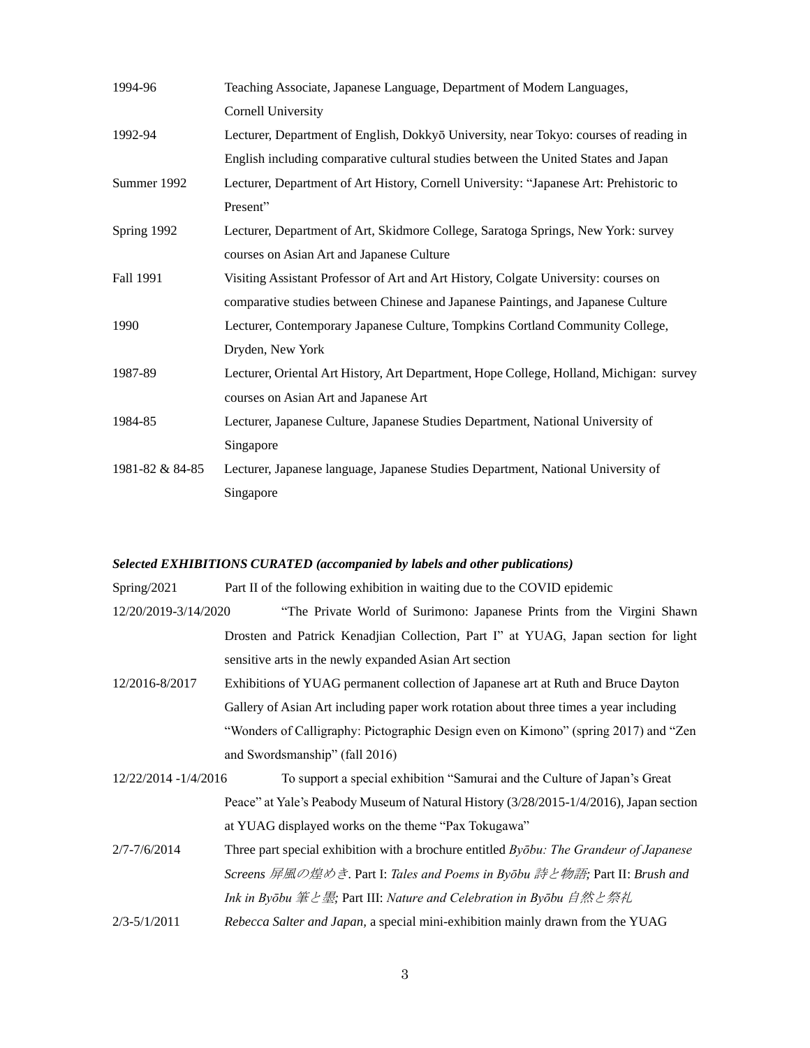| | |
|---|---|
| 1994-96 | Teaching Associate, Japanese Language, Department of Modern Languages, Cornell University |
| 1992-94 | Lecturer, Department of English, Dokkyō University, near Tokyo: courses of reading in English including comparative cultural studies between the United States and Japan |
| Summer 1992 | Lecturer, Department of Art History, Cornell University: "Japanese Art: Prehistoric to Present" |
| Spring 1992 | Lecturer, Department of Art, Skidmore College, Saratoga Springs, New York: survey courses on Asian Art and Japanese Culture |
| Fall 1991 | Visiting Assistant Professor of Art and Art History, Colgate University: courses on comparative studies between Chinese and Japanese Paintings, and Japanese Culture |
| 1990 | Lecturer, Contemporary Japanese Culture, Tompkins Cortland Community College, Dryden, New York |
| 1987-89 | Lecturer, Oriental Art History, Art Department, Hope College, Holland, Michigan: survey courses on Asian Art and Japanese Art |
| 1984-85 | Lecturer, Japanese Culture, Japanese Studies Department, National University of Singapore |
| 1981-82 & 84-85 | Lecturer, Japanese language, Japanese Studies Department, National University of Singapore |

***Selected EXHIBITIONS CURATED (accompanied by labels and other publications)***

| | |
|---|---|
| Spring/2021 | Part II of the following exhibition in waiting due to the COVID epidemic |
| 12/20/2019-3/14/2020 | "The Private World of Surimono: Japanese Prints from the Virgini Shawn Drosten and Patrick Kenadjian Collection, Part I" at YUAG, Japan section for light sensitive arts in the newly expanded Asian Art section |
| 12/2016-8/2017 | Exhibitions of YUAG permanent collection of Japanese art at Ruth and Bruce Dayton Gallery of Asian Art including paper work rotation about three times a year including "Wonders of Calligraphy: Pictographic Design even on Kimono" (spring 2017) and "Zen and Swordsmanship" (fall 2016) |
| 12/22/2014 -1/4/2016 | To support a special exhibition "Samurai and the Culture of Japan's Great Peace" at Yale's Peabody Museum of Natural History (3/28/2015-1/4/2016), Japan section at YUAG displayed works on the theme "Pax Tokugawa" |
| 2/7-7/6/2014 | Three part special exhibition with a brochure entitled *Byōbu: The Grandeur of Japanese Screens 屏風の煌めき*. Part I: *Tales and Poems in Byōbu 詩と物語;* Part II: *Brush and Ink in Byōbu 筆と墨;* Part III: *Nature and Celebration in Byōbu 自然と祭礼* |
| 2/3-5/1/2011 | *Rebecca Salter and Japan*, a special mini-exhibition mainly drawn from the YUAG |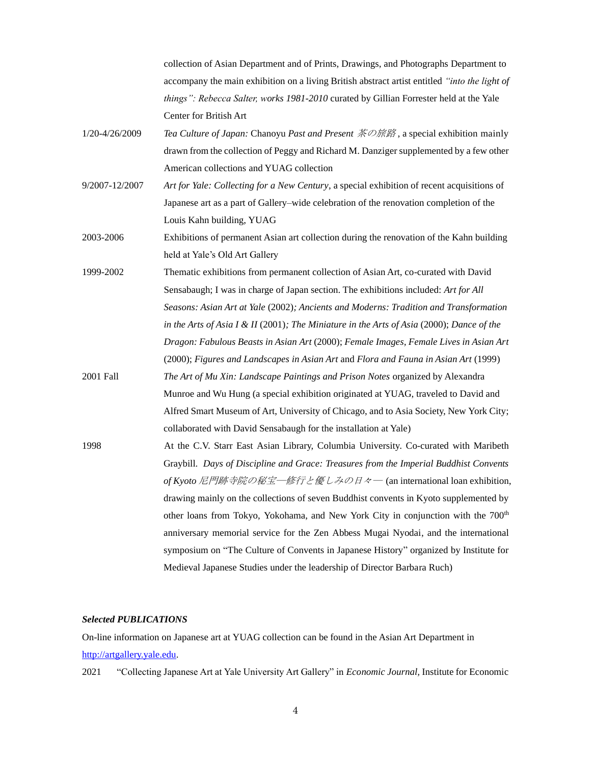collection of Asian Department and of Prints, Drawings, and Photographs Department to accompany the main exhibition on a living British abstract artist entitled *"into the light of things": Rebecca Salter, works 1981-2010* curated by Gillian Forrester held at the Yale Center for British Art

1/20-4/26/2009 — *Tea Culture of Japan:* Chanoyu *Past and Present 茶の旅路*, a special exhibition mainly drawn from the collection of Peggy and Richard M. Danziger supplemented by a few other American collections and YUAG collection

9/2007-12/2007 — *Art for Yale: Collecting for a New Century*, a special exhibition of recent acquisitions of Japanese art as a part of Gallery–wide celebration of the renovation completion of the Louis Kahn building, YUAG

2003-2006 — Exhibitions of permanent Asian art collection during the renovation of the Kahn building held at Yale's Old Art Gallery

1999-2002 — Thematic exhibitions from permanent collection of Asian Art, co-curated with David Sensabaugh; I was in charge of Japan section. The exhibitions included: *Art for All Seasons: Asian Art at Yale* (2002)*; Ancients and Moderns: Tradition and Transformation in the Arts of Asia I & II* (2001)*; The Miniature in the Arts of Asia* (2000); *Dance of the Dragon: Fabulous Beasts in Asian Art* (2000); *Female Images, Female Lives in Asian Art* (2000); *Figures and Landscapes in Asian Art* and *Flora and Fauna in Asian Art* (1999)

2001 Fall — *The Art of Mu Xin: Landscape Paintings and Prison Notes* organized by Alexandra Munroe and Wu Hung (a special exhibition originated at YUAG, traveled to David and Alfred Smart Museum of Art, University of Chicago, and to Asia Society, New York City; collaborated with David Sensabaugh for the installation at Yale)

1998 — At the C.V. Starr East Asian Library, Columbia University. Co-curated with Maribeth Graybill. *Days of Discipline and Grace: Treasures from the Imperial Buddhist Convents of Kyoto 尼門跡寺院の秘宝—修行と優しみの日々—* (an international loan exhibition, drawing mainly on the collections of seven Buddhist convents in Kyoto supplemented by other loans from Tokyo, Yokohama, and New York City in conjunction with the 700th anniversary memorial service for the Zen Abbess Mugai Nyodai, and the international symposium on "The Culture of Convents in Japanese History" organized by Institute for Medieval Japanese Studies under the leadership of Director Barbara Ruch)

### *Selected PUBLICATIONS*

On-line information on Japanese art at YUAG collection can be found in the Asian Art Department in http://artgallery.yale.edu.

2021 "Collecting Japanese Art at Yale University Art Gallery" in *Economic Journal*, Institute for Economic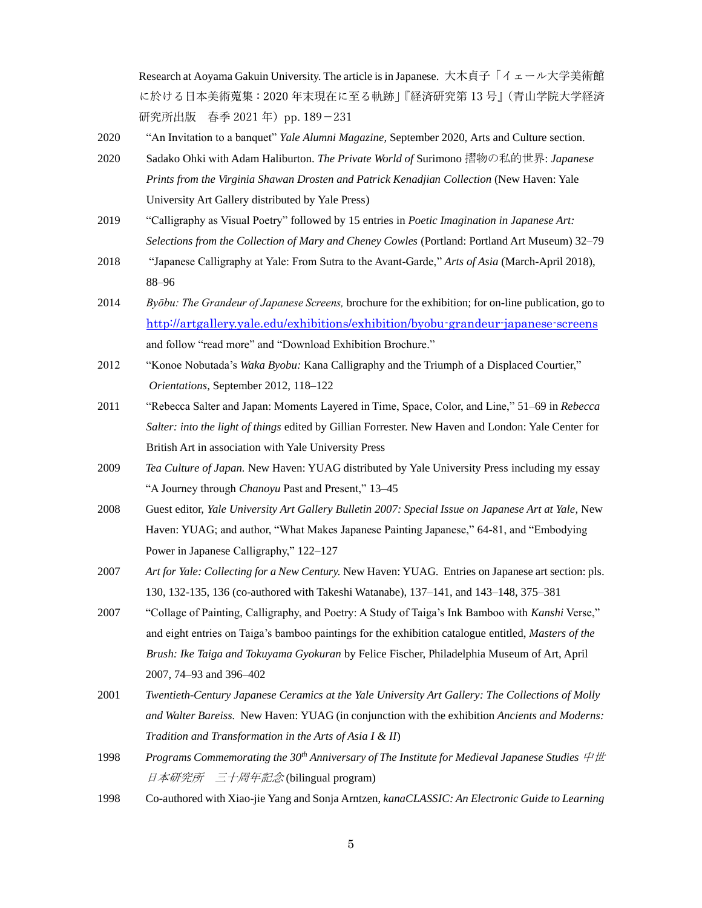Research at Aoyama Gakuin University. The article is in Japanese. 大木貞子「イェール大学美術館に於ける日本美術蒐集：2020 年末現在に至る軌跡」『経済研究第 13 号』（青山学院大学経済研究所出版　春季 2021 年）pp. 189－231

2020 "An Invitation to a banquet" *Yale Alumni Magazine,* September 2020, Arts and Culture section.

2020 Sadako Ohki with Adam Haliburton. *The Private World of* Surimono 摺物の私的世界: *Japanese Prints from the Virginia Shawan Drosten and Patrick Kenadjian Collection* (New Haven: Yale University Art Gallery distributed by Yale Press)

2019 "Calligraphy as Visual Poetry" followed by 15 entries in *Poetic Imagination in Japanese Art: Selections from the Collection of Mary and Cheney Cowles* (Portland: Portland Art Museum) 32–79

2018 "Japanese Calligraphy at Yale: From Sutra to the Avant-Garde," *Arts of Asia* (March-April 2018), 88–96

2014 *Byōbu: The Grandeur of Japanese Screens,* brochure for the exhibition; for on-line publication, go to http://artgallery.yale.edu/exhibitions/exhibition/byobu-grandeur-japanese-screens and follow "read more" and "Download Exhibition Brochure."

2012 "Konoe Nobutada's *Waka Byobu:* Kana Calligraphy and the Triumph of a Displaced Courtier," *Orientations*, September 2012, 118–122

2011 "Rebecca Salter and Japan: Moments Layered in Time, Space, Color, and Line," 51–69 in *Rebecca Salter: into the light of things* edited by Gillian Forrester. New Haven and London: Yale Center for British Art in association with Yale University Press

2009 *Tea Culture of Japan.* New Haven: YUAG distributed by Yale University Press including my essay "A Journey through *Chanoyu* Past and Present," 13–45

2008 Guest editor, *Yale University Art Gallery Bulletin 2007: Special Issue on Japanese Art at Yale,* New Haven: YUAG; and author, "What Makes Japanese Painting Japanese," 64-81, and "Embodying Power in Japanese Calligraphy," 122–127

2007 *Art for Yale: Collecting for a New Century.* New Haven: YUAG. Entries on Japanese art section: pls. 130, 132-135, 136 (co-authored with Takeshi Watanabe), 137–141, and 143–148, 375–381

2007 "Collage of Painting, Calligraphy, and Poetry: A Study of Taiga's Ink Bamboo with *Kanshi* Verse," and eight entries on Taiga's bamboo paintings for the exhibition catalogue entitled, *Masters of the Brush: Ike Taiga and Tokuyama Gyokuran* by Felice Fischer, Philadelphia Museum of Art, April 2007, 74–93 and 396–402

2001 *Twentieth-Century Japanese Ceramics at the Yale University Art Gallery: The Collections of Molly and Walter Bareiss.* New Haven: YUAG (in conjunction with the exhibition *Ancients and Moderns: Tradition and Transformation in the Arts of Asia I & II*)

1998 *Programs Commemorating the 30th Anniversary of The Institute for Medieval Japanese Studies 中世日本研究所　三十周年記念* (bilingual program)

1998 Co-authored with Xiao-jie Yang and Sonja Arntzen, *kanaCLASSIC: An Electronic Guide to Learning*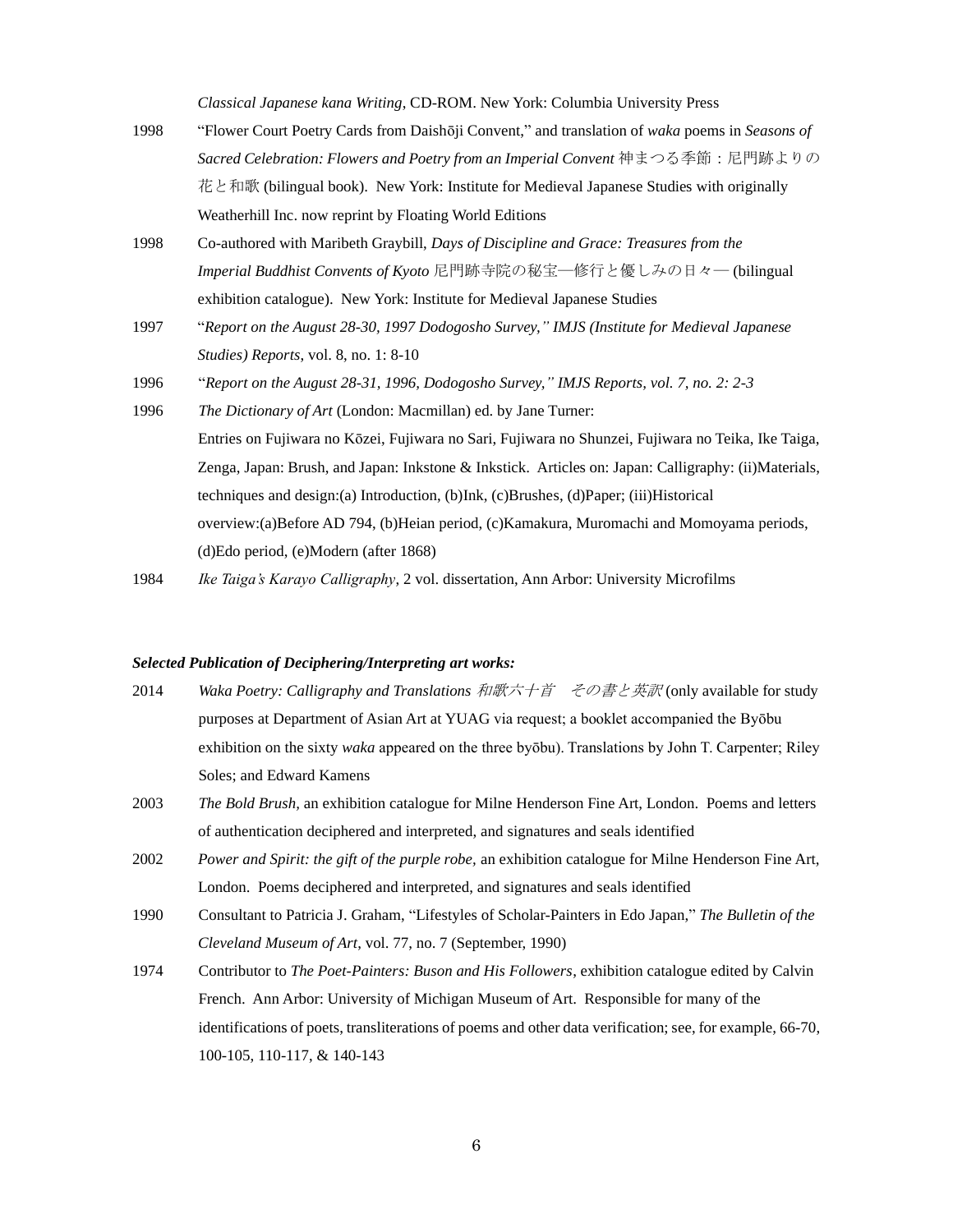*Classical Japanese kana Writing*, CD-ROM. New York: Columbia University Press

1998 "Flower Court Poetry Cards from Daishōji Convent," and translation of *waka* poems in *Seasons of Sacred Celebration: Flowers and Poetry from an Imperial Convent* 神まつる季節：尼門跡よりの花と和歌 (bilingual book). New York: Institute for Medieval Japanese Studies with originally Weatherhill Inc. now reprint by Floating World Editions

1998 Co-authored with Maribeth Graybill, *Days of Discipline and Grace: Treasures from the Imperial Buddhist Convents of Kyoto* 尼門跡寺院の秘宝—修行と優しみの日々— (bilingual exhibition catalogue). New York: Institute for Medieval Japanese Studies

1997 "*Report on the August 28-30, 1997 Dodogosho Survey," IMJS (Institute for Medieval Japanese Studies) Reports*, vol. 8, no. 1: 8-10

1996 "*Report on the August 28-31, 1996, Dodogosho Survey," IMJS Reports, vol. 7, no. 2: 2-3*

1996 *The Dictionary of Art* (London: Macmillan) ed. by Jane Turner:
Entries on Fujiwara no Kōzei, Fujiwara no Sari, Fujiwara no Shunzei, Fujiwara no Teika, Ike Taiga, Zenga, Japan: Brush, and Japan: Inkstone & Inkstick. Articles on: Japan: Calligraphy: (ii)Materials, techniques and design:(a) Introduction, (b)Ink, (c)Brushes, (d)Paper; (iii)Historical overview:(a)Before AD 794, (b)Heian period, (c)Kamakura, Muromachi and Momoyama periods, (d)Edo period, (e)Modern (after 1868)

1984 *Ike Taiga's Karayo Calligraphy*, 2 vol. dissertation, Ann Arbor: University Microfilms

***Selected Publication of Deciphering/Interpreting art works:***

2014 *Waka Poetry: Calligraphy and Translations 和歌六十首　その書と英訳* (only available for study purposes at Department of Asian Art at YUAG via request; a booklet accompanied the Byōbu exhibition on the sixty *waka* appeared on the three byōbu). Translations by John T. Carpenter; Riley Soles; and Edward Kamens

2003 *The Bold Brush*, an exhibition catalogue for Milne Henderson Fine Art, London. Poems and letters of authentication deciphered and interpreted, and signatures and seals identified

2002 *Power and Spirit: the gift of the purple robe,* an exhibition catalogue for Milne Henderson Fine Art, London. Poems deciphered and interpreted, and signatures and seals identified

1990 Consultant to Patricia J. Graham, "Lifestyles of Scholar-Painters in Edo Japan," *The Bulletin of the Cleveland Museum of Art*, vol. 77, no. 7 (September, 1990)

1974 Contributor to *The Poet-Painters: Buson and His Followers*, exhibition catalogue edited by Calvin French. Ann Arbor: University of Michigan Museum of Art. Responsible for many of the identifications of poets, transliterations of poems and other data verification; see, for example, 66-70, 100-105, 110-117, & 140-143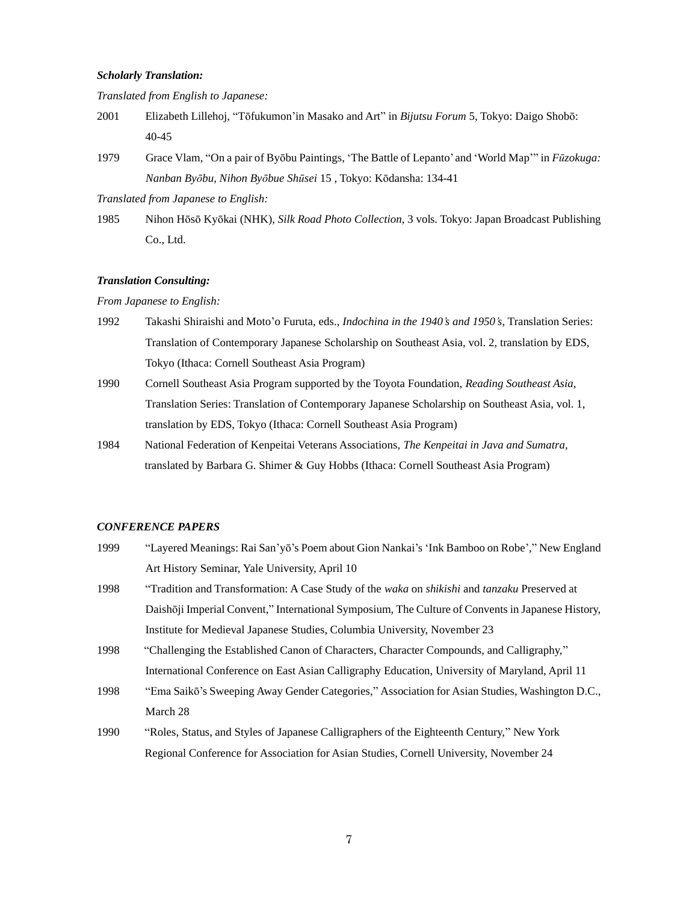***Scholarly Translation:***

*Translated from English to Japanese:*

2001 Elizabeth Lillehoj, "Tōfukumon'in Masako and Art" in *Bijutsu Forum* 5, Tokyo: Daigo Shobō: 40-45

1979 Grace Vlam, "On a pair of Byōbu Paintings, 'The Battle of Lepanto' and 'World Map'" in *Fūzokuga: Nanban Byōbu, Nihon Byōbue Shūsei* 15 , Tokyo: Kōdansha: 134-41

*Translated from Japanese to English:*

1985 Nihon Hōsō Kyōkai (NHK), *Silk Road Photo Collection*, 3 vols. Tokyo: Japan Broadcast Publishing Co., Ltd.

***Translation Consulting:***

*From Japanese to English:*

1992 Takashi Shiraishi and Moto'o Furuta, eds., *Indochina in the 1940's and 1950's*, Translation Series: Translation of Contemporary Japanese Scholarship on Southeast Asia, vol. 2, translation by EDS, Tokyo (Ithaca: Cornell Southeast Asia Program)

1990 Cornell Southeast Asia Program supported by the Toyota Foundation, *Reading Southeast Asia*, Translation Series: Translation of Contemporary Japanese Scholarship on Southeast Asia, vol. 1, translation by EDS, Tokyo (Ithaca: Cornell Southeast Asia Program)

1984 National Federation of Kenpeitai Veterans Associations, *The Kenpeitai in Java and Sumatra*, translated by Barbara G. Shimer & Guy Hobbs (Ithaca: Cornell Southeast Asia Program)

***CONFERENCE PAPERS***

1999 "Layered Meanings: Rai San'yō's Poem about Gion Nankai's 'Ink Bamboo on Robe'," New England Art History Seminar, Yale University, April 10

1998 "Tradition and Transformation: A Case Study of the *waka* on *shikishi* and *tanzaku* Preserved at Daishōji Imperial Convent," International Symposium, The Culture of Convents in Japanese History, Institute for Medieval Japanese Studies, Columbia University, November 23

1998 "Challenging the Established Canon of Characters, Character Compounds, and Calligraphy," International Conference on East Asian Calligraphy Education, University of Maryland, April 11

1998 "Ema Saikō's Sweeping Away Gender Categories," Association for Asian Studies, Washington D.C., March 28

1990 "Roles, Status, and Styles of Japanese Calligraphers of the Eighteenth Century," New York Regional Conference for Association for Asian Studies, Cornell University, November 24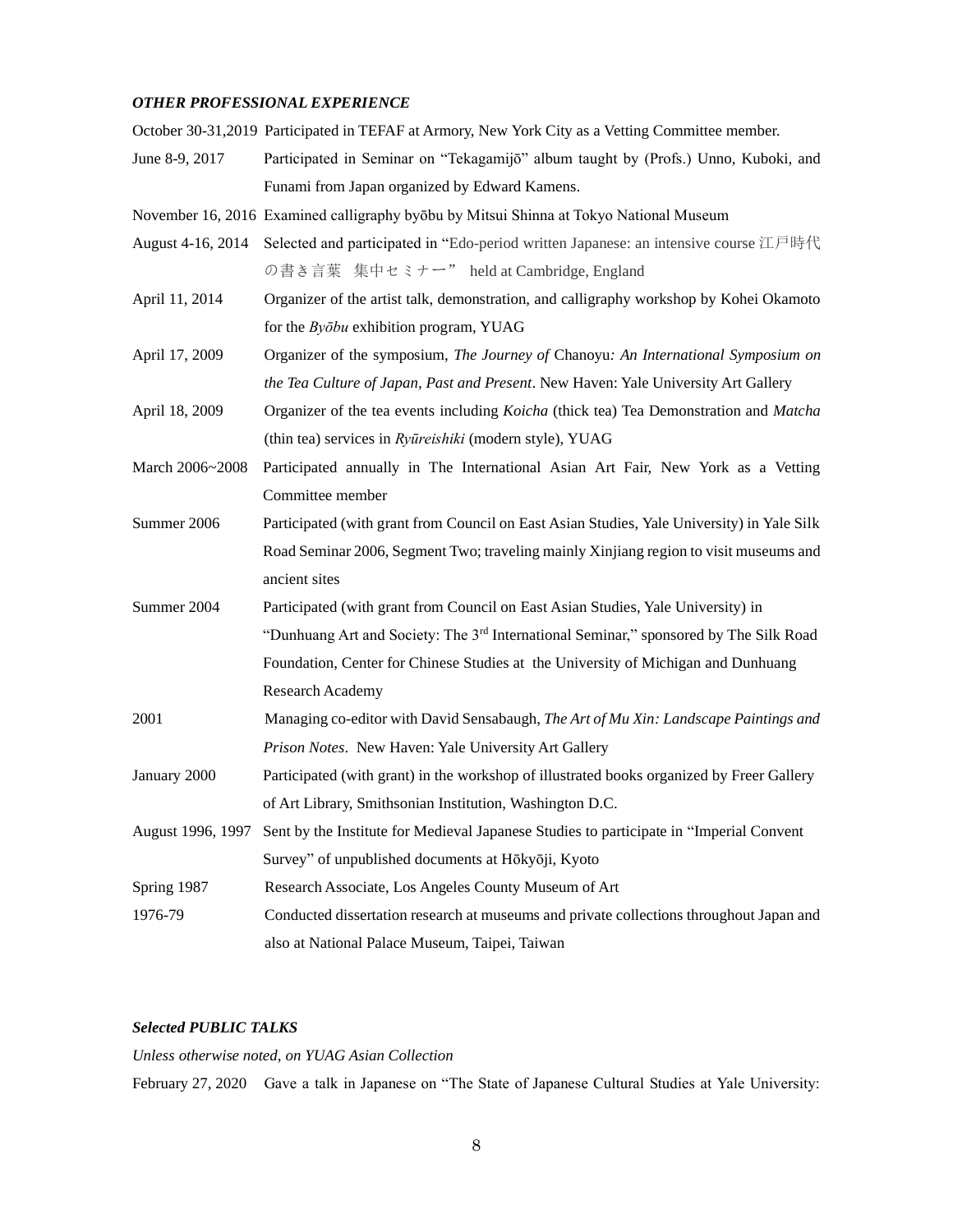***OTHER PROFESSIONAL EXPERIENCE***

October 30-31,2019 Participated in TEFAF at Armory, New York City as a Vetting Committee member.

June 8-9, 2017 Participated in Seminar on "Tekagamijō" album taught by (Profs.) Unno, Kuboki, and Funami from Japan organized by Edward Kamens.

November 16, 2016 Examined calligraphy byōbu by Mitsui Shinna at Tokyo National Museum

August 4-16, 2014 Selected and participated in "Edo-period written Japanese: an intensive course 江戸時代の書き言葉　集中セミナー" held at Cambridge, England

April 11, 2014 Organizer of the artist talk, demonstration, and calligraphy workshop by Kohei Okamoto for the *Byōbu* exhibition program, YUAG

April 17, 2009 Organizer of the symposium, *The Journey of* Chanoyu*: An International Symposium on the Tea Culture of Japan, Past and Present*. New Haven: Yale University Art Gallery

April 18, 2009 Organizer of the tea events including *Koicha* (thick tea) Tea Demonstration and *Matcha* (thin tea) services in *Ryūreishiki* (modern style), YUAG

March 2006~2008 Participated annually in The International Asian Art Fair, New York as a Vetting Committee member

Summer 2006 Participated (with grant from Council on East Asian Studies, Yale University) in Yale Silk Road Seminar 2006, Segment Two; traveling mainly Xinjiang region to visit museums and ancient sites

Summer 2004 Participated (with grant from Council on East Asian Studies, Yale University) in "Dunhuang Art and Society: The 3rd International Seminar," sponsored by The Silk Road Foundation, Center for Chinese Studies at the University of Michigan and Dunhuang Research Academy

2001 Managing co-editor with David Sensabaugh, *The Art of Mu Xin: Landscape Paintings and Prison Notes*. New Haven: Yale University Art Gallery

January 2000 Participated (with grant) in the workshop of illustrated books organized by Freer Gallery of Art Library, Smithsonian Institution, Washington D.C.

August 1996, 1997 Sent by the Institute for Medieval Japanese Studies to participate in "Imperial Convent Survey" of unpublished documents at Hōkyōji, Kyoto

Spring 1987 Research Associate, Los Angeles County Museum of Art

1976-79 Conducted dissertation research at museums and private collections throughout Japan and also at National Palace Museum, Taipei, Taiwan

***Selected PUBLIC TALKS***

*Unless otherwise noted, on YUAG Asian Collection*

February 27, 2020 Gave a talk in Japanese on "The State of Japanese Cultural Studies at Yale University: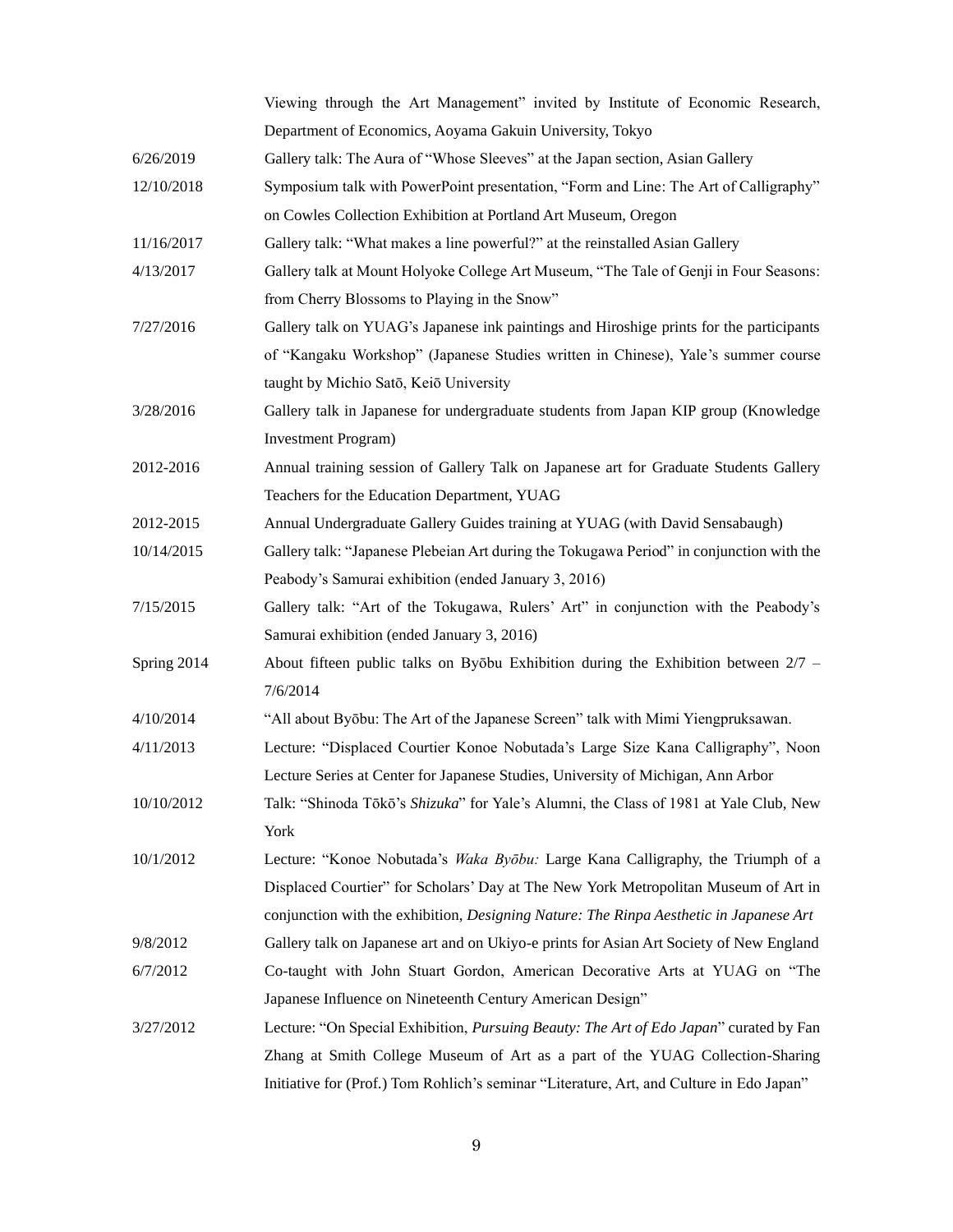| | |
|---|---|
| | Viewing through the Art Management" invited by Institute of Economic Research, Department of Economics, Aoyama Gakuin University, Tokyo |
| 6/26/2019 | Gallery talk: The Aura of "Whose Sleeves" at the Japan section, Asian Gallery |
| 12/10/2018 | Symposium talk with PowerPoint presentation, "Form and Line: The Art of Calligraphy" on Cowles Collection Exhibition at Portland Art Museum, Oregon |
| 11/16/2017 | Gallery talk: "What makes a line powerful?" at the reinstalled Asian Gallery |
| 4/13/2017 | Gallery talk at Mount Holyoke College Art Museum, "The Tale of Genji in Four Seasons: from Cherry Blossoms to Playing in the Snow" |
| 7/27/2016 | Gallery talk on YUAG's Japanese ink paintings and Hiroshige prints for the participants of "Kangaku Workshop" (Japanese Studies written in Chinese), Yale's summer course taught by Michio Satō, Keiō University |
| 3/28/2016 | Gallery talk in Japanese for undergraduate students from Japan KIP group (Knowledge Investment Program) |
| 2012-2016 | Annual training session of Gallery Talk on Japanese art for Graduate Students Gallery Teachers for the Education Department, YUAG |
| 2012-2015 | Annual Undergraduate Gallery Guides training at YUAG (with David Sensabaugh) |
| 10/14/2015 | Gallery talk: "Japanese Plebeian Art during the Tokugawa Period" in conjunction with the Peabody's Samurai exhibition (ended January 3, 2016) |
| 7/15/2015 | Gallery talk: "Art of the Tokugawa, Rulers' Art" in conjunction with the Peabody's Samurai exhibition (ended January 3, 2016) |
| Spring 2014 | About fifteen public talks on Byōbu Exhibition during the Exhibition between 2/7 – 7/6/2014 |
| 4/10/2014 | "All about Byōbu: The Art of the Japanese Screen" talk with Mimi Yiengpruksawan. |
| 4/11/2013 | Lecture: "Displaced Courtier Konoe Nobutada's Large Size Kana Calligraphy", Noon Lecture Series at Center for Japanese Studies, University of Michigan, Ann Arbor |
| 10/10/2012 | Talk: "Shinoda Tōkō's *Shizuka*" for Yale's Alumni, the Class of 1981 at Yale Club, New York |
| 10/1/2012 | Lecture: "Konoe Nobutada's *Waka Byōbu:* Large Kana Calligraphy, the Triumph of a Displaced Courtier" for Scholars' Day at The New York Metropolitan Museum of Art in conjunction with the exhibition, *Designing Nature: The Rinpa Aesthetic in Japanese Art* |
| 9/8/2012 | Gallery talk on Japanese art and on Ukiyo-e prints for Asian Art Society of New England |
| 6/7/2012 | Co-taught with John Stuart Gordon, American Decorative Arts at YUAG on "The Japanese Influence on Nineteenth Century American Design" |
| 3/27/2012 | Lecture: "On Special Exhibition, *Pursuing Beauty: The Art of Edo Japan*" curated by Fan Zhang at Smith College Museum of Art as a part of the YUAG Collection-Sharing Initiative for (Prof.) Tom Rohlich's seminar "Literature, Art, and Culture in Edo Japan" |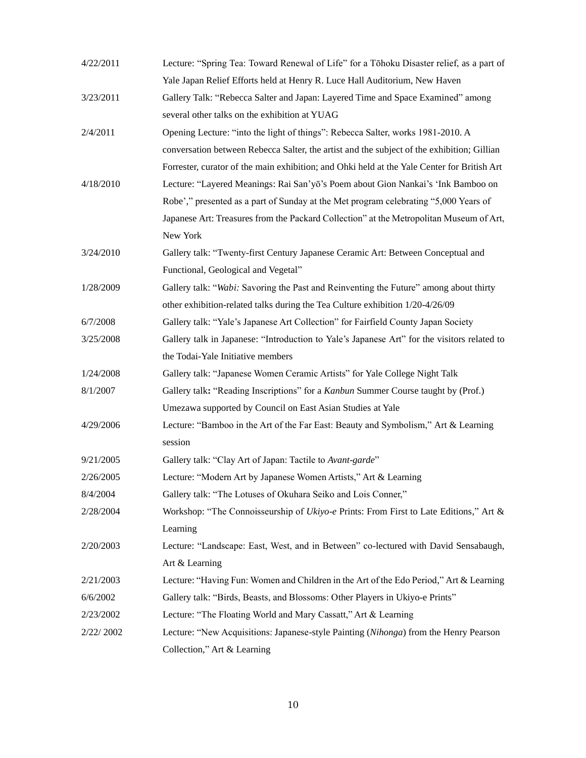| | |
|---|---|
| 4/22/2011 | Lecture: "Spring Tea: Toward Renewal of Life" for a Tōhoku Disaster relief, as a part of Yale Japan Relief Efforts held at Henry R. Luce Hall Auditorium, New Haven |
| 3/23/2011 | Gallery Talk: "Rebecca Salter and Japan: Layered Time and Space Examined" among several other talks on the exhibition at YUAG |
| 2/4/2011 | Opening Lecture: "into the light of things": Rebecca Salter, works 1981-2010. A conversation between Rebecca Salter, the artist and the subject of the exhibition; Gillian Forrester, curator of the main exhibition; and Ohki held at the Yale Center for British Art |
| 4/18/2010 | Lecture: "Layered Meanings: Rai San'yō's Poem about Gion Nankai's 'Ink Bamboo on Robe'," presented as a part of Sunday at the Met program celebrating "5,000 Years of Japanese Art: Treasures from the Packard Collection" at the Metropolitan Museum of Art, New York |
| 3/24/2010 | Gallery talk: "Twenty-first Century Japanese Ceramic Art: Between Conceptual and Functional, Geological and Vegetal" |
| 1/28/2009 | Gallery talk: "*Wabi:* Savoring the Past and Reinventing the Future" among about thirty other exhibition-related talks during the Tea Culture exhibition 1/20-4/26/09 |
| 6/7/2008 | Gallery talk: "Yale's Japanese Art Collection" for Fairfield County Japan Society |
| 3/25/2008 | Gallery talk in Japanese: "Introduction to Yale's Japanese Art" for the visitors related to the Todai-Yale Initiative members |
| 1/24/2008 | Gallery talk: "Japanese Women Ceramic Artists" for Yale College Night Talk |
| 8/1/2007 | Gallery talk**:** "Reading Inscriptions" for a *Kanbun* Summer Course taught by (Prof.) Umezawa supported by Council on East Asian Studies at Yale |
| 4/29/2006 | Lecture: "Bamboo in the Art of the Far East: Beauty and Symbolism," Art & Learning session |
| 9/21/2005 | Gallery talk: "Clay Art of Japan: Tactile to *Avant-garde*" |
| 2/26/2005 | Lecture: "Modern Art by Japanese Women Artists," Art & Learning |
| 8/4/2004 | Gallery talk: "The Lotuses of Okuhara Seiko and Lois Conner," |
| 2/28/2004 | Workshop: "The Connoisseurship of *Ukiyo-e* Prints: From First to Late Editions," Art & Learning |
| 2/20/2003 | Lecture: "Landscape: East, West, and in Between" co-lectured with David Sensabaugh, Art & Learning |
| 2/21/2003 | Lecture: "Having Fun: Women and Children in the Art of the Edo Period," Art & Learning |
| 6/6/2002 | Gallery talk: "Birds, Beasts, and Blossoms: Other Players in Ukiyo-e Prints" |
| 2/23/2002 | Lecture: "The Floating World and Mary Cassatt," Art & Learning |
| 2/22/ 2002 | Lecture: "New Acquisitions: Japanese-style Painting (*Nihonga*) from the Henry Pearson Collection," Art & Learning |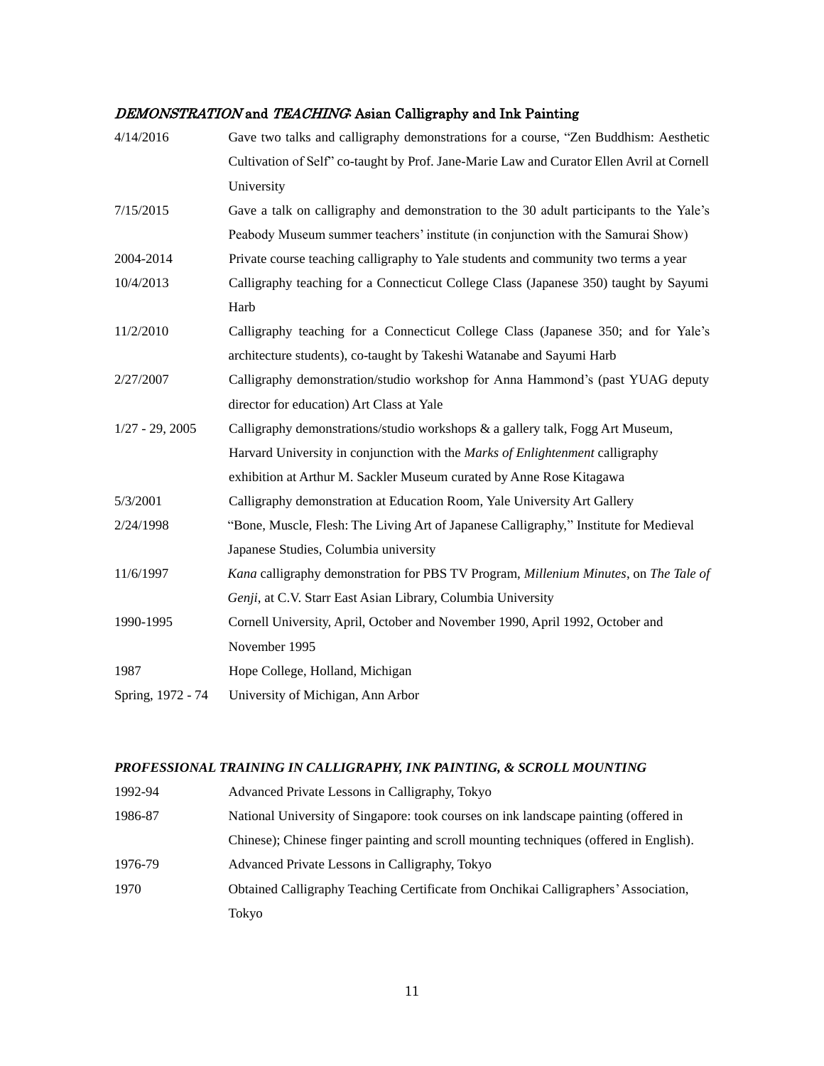### *DEMONSTRATION* and *TEACHING*: Asian Calligraphy and Ink Painting

| | |
|---|---|
| 4/14/2016 | Gave two talks and calligraphy demonstrations for a course, "Zen Buddhism: Aesthetic Cultivation of Self" co-taught by Prof. Jane-Marie Law and Curator Ellen Avril at Cornell University |
| 7/15/2015 | Gave a talk on calligraphy and demonstration to the 30 adult participants to the Yale's Peabody Museum summer teachers' institute (in conjunction with the Samurai Show) |
| 2004-2014 | Private course teaching calligraphy to Yale students and community two terms a year |
| 10/4/2013 | Calligraphy teaching for a Connecticut College Class (Japanese 350) taught by Sayumi Harb |
| 11/2/2010 | Calligraphy teaching for a Connecticut College Class (Japanese 350; and for Yale's architecture students), co-taught by Takeshi Watanabe and Sayumi Harb |
| 2/27/2007 | Calligraphy demonstration/studio workshop for Anna Hammond's (past YUAG deputy director for education) Art Class at Yale |
| 1/27 - 29, 2005 | Calligraphy demonstrations/studio workshops & a gallery talk, Fogg Art Museum, Harvard University in conjunction with the *Marks of Enlightenment* calligraphy exhibition at Arthur M. Sackler Museum curated by Anne Rose Kitagawa |
| 5/3/2001 | Calligraphy demonstration at Education Room, Yale University Art Gallery |
| 2/24/1998 | "Bone, Muscle, Flesh: The Living Art of Japanese Calligraphy," Institute for Medieval Japanese Studies, Columbia university |
| 11/6/1997 | *Kana* calligraphy demonstration for PBS TV Program, *Millenium Minutes*, on *The Tale of Genji*, at C.V. Starr East Asian Library, Columbia University |
| 1990-1995 | Cornell University, April, October and November 1990, April 1992, October and November 1995 |
| 1987 | Hope College, Holland, Michigan |
| Spring, 1972 - 74 | University of Michigan, Ann Arbor |

### *PROFESSIONAL TRAINING IN CALLIGRAPHY, INK PAINTING, & SCROLL MOUNTING*

| | |
|---|---|
| 1992-94 | Advanced Private Lessons in Calligraphy, Tokyo |
| 1986-87 | National University of Singapore: took courses on ink landscape painting (offered in Chinese); Chinese finger painting and scroll mounting techniques (offered in English). |
| 1976-79 | Advanced Private Lessons in Calligraphy, Tokyo |
| 1970 | Obtained Calligraphy Teaching Certificate from Onchikai Calligraphers' Association, Tokyo |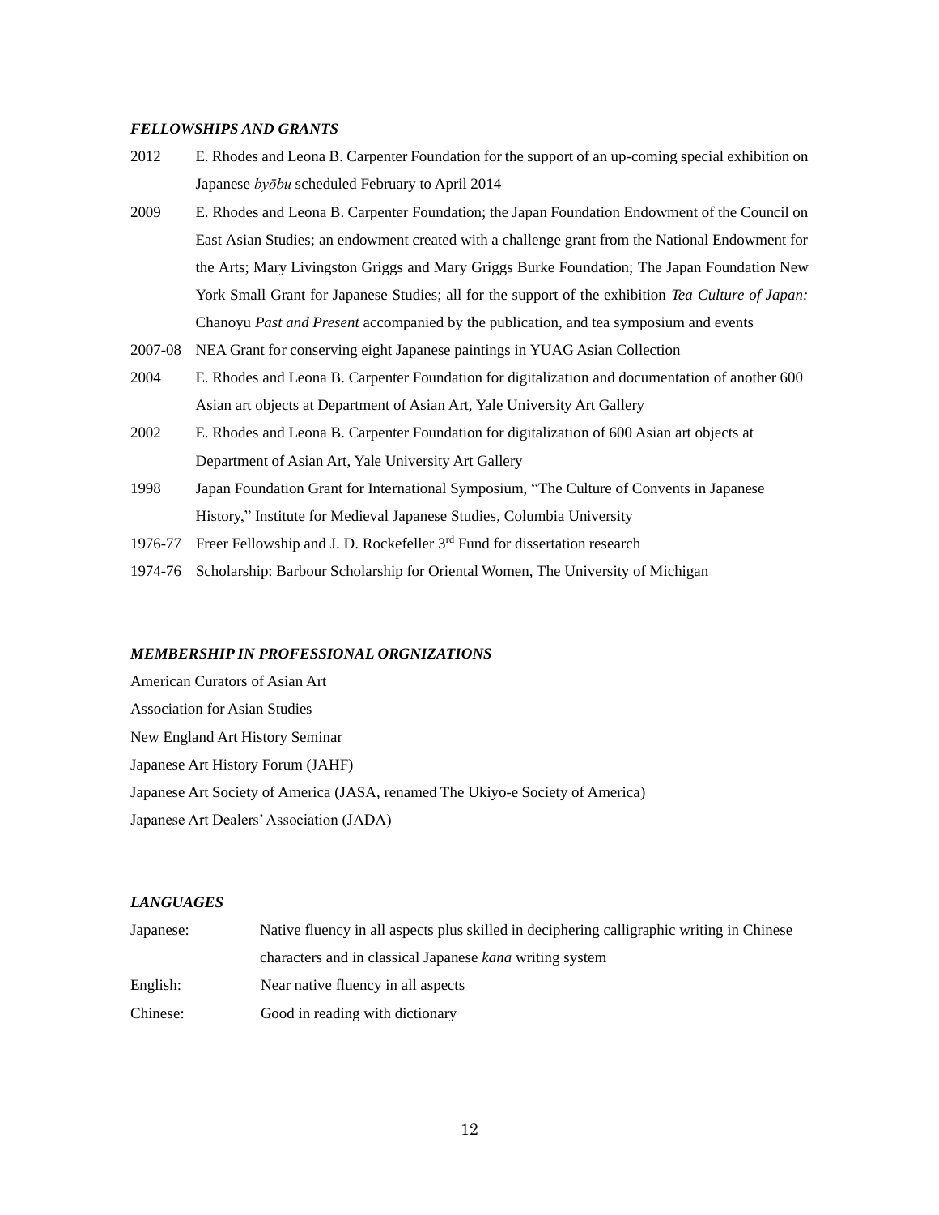### *FELLOWSHIPS AND GRANTS*

2012 E. Rhodes and Leona B. Carpenter Foundation for the support of an up-coming special exhibition on Japanese *byōbu* scheduled February to April 2014

2009 E. Rhodes and Leona B. Carpenter Foundation; the Japan Foundation Endowment of the Council on East Asian Studies; an endowment created with a challenge grant from the National Endowment for the Arts; Mary Livingston Griggs and Mary Griggs Burke Foundation; The Japan Foundation New York Small Grant for Japanese Studies; all for the support of the exhibition *Tea Culture of Japan:* Chanoyu *Past and Present* accompanied by the publication, and tea symposium and events

2007-08 NEA Grant for conserving eight Japanese paintings in YUAG Asian Collection

2004 E. Rhodes and Leona B. Carpenter Foundation for digitalization and documentation of another 600 Asian art objects at Department of Asian Art, Yale University Art Gallery

2002 E. Rhodes and Leona B. Carpenter Foundation for digitalization of 600 Asian art objects at Department of Asian Art, Yale University Art Gallery

1998 Japan Foundation Grant for International Symposium, "The Culture of Convents in Japanese History," Institute for Medieval Japanese Studies, Columbia University

1976-77 Freer Fellowship and J. D. Rockefeller 3rd Fund for dissertation research

1974-76 Scholarship: Barbour Scholarship for Oriental Women, The University of Michigan

### *MEMBERSHIP IN PROFESSIONAL ORGNIZATIONS*

American Curators of Asian Art

Association for Asian Studies

New England Art History Seminar

Japanese Art History Forum (JAHF)

Japanese Art Society of America (JASA, renamed The Ukiyo-e Society of America)

Japanese Art Dealers' Association (JADA)

### *LANGUAGES*

Japanese: Native fluency in all aspects plus skilled in deciphering calligraphic writing in Chinese characters and in classical Japanese *kana* writing system

English: Near native fluency in all aspects

Chinese: Good in reading with dictionary